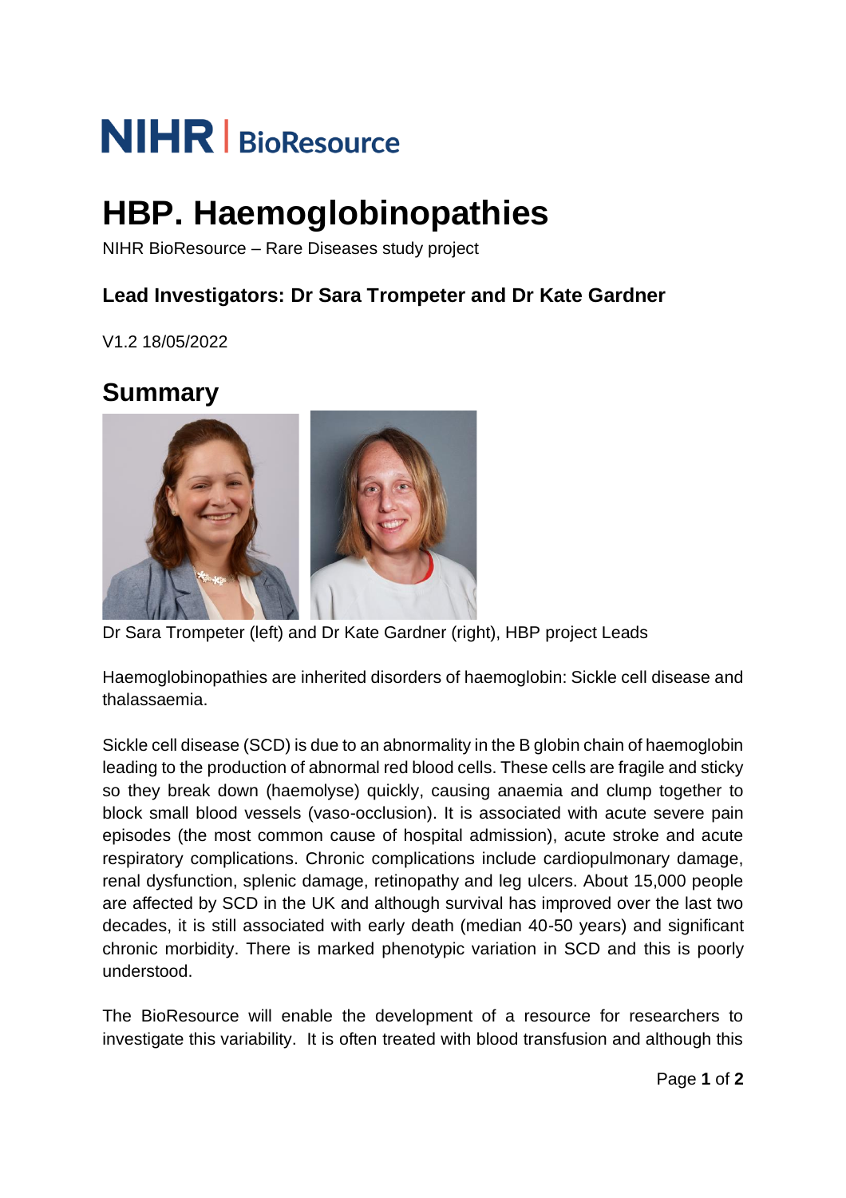NIHR | BioResource

# HBP. Haemoglobinopathies

NIHR BioResource – Rare Diseases study project

### Lead Investigators: Dr Sara Trompeter and Dr Kate Gardner

V1.2 18/05/2022

## Summary

Dr Sara Trompeter (left) and Dr Kate Gardner (right), HBP project Leads

Haemoglobinopathies are inherited disorders of haemoglobin: Sickle cell disease and thalassaemia.

Sickle cell disease (SCD) is due to an abnormality in the B globin chain of haemoglobin leading to the production of abnormal red blood cells. These cells are fragile and sticky so they break down (haemolyse) quickly, causing anaemia and clump together to block small blood vessels (vaso-occlusion). It is associated with acute severe pain episodes (the most common cause of hospital admission), acute stroke and acute respiratory complications. Chronic complications include cardiopulmonary damage, renal dysfunction, splenic damage, retinopathy and leg ulcers. About 15,000 people are affected by SCD in the UK and although survival has improved over the last two decades, it is still associated with early death (median 40-50 years) and significant chronic morbidity. There is marked phenotypic variation in SCD and this is poorly understood.

The BioResource will enable the development of a resource for researchers to investigate this variability. It is often treated with blood transfusion and although this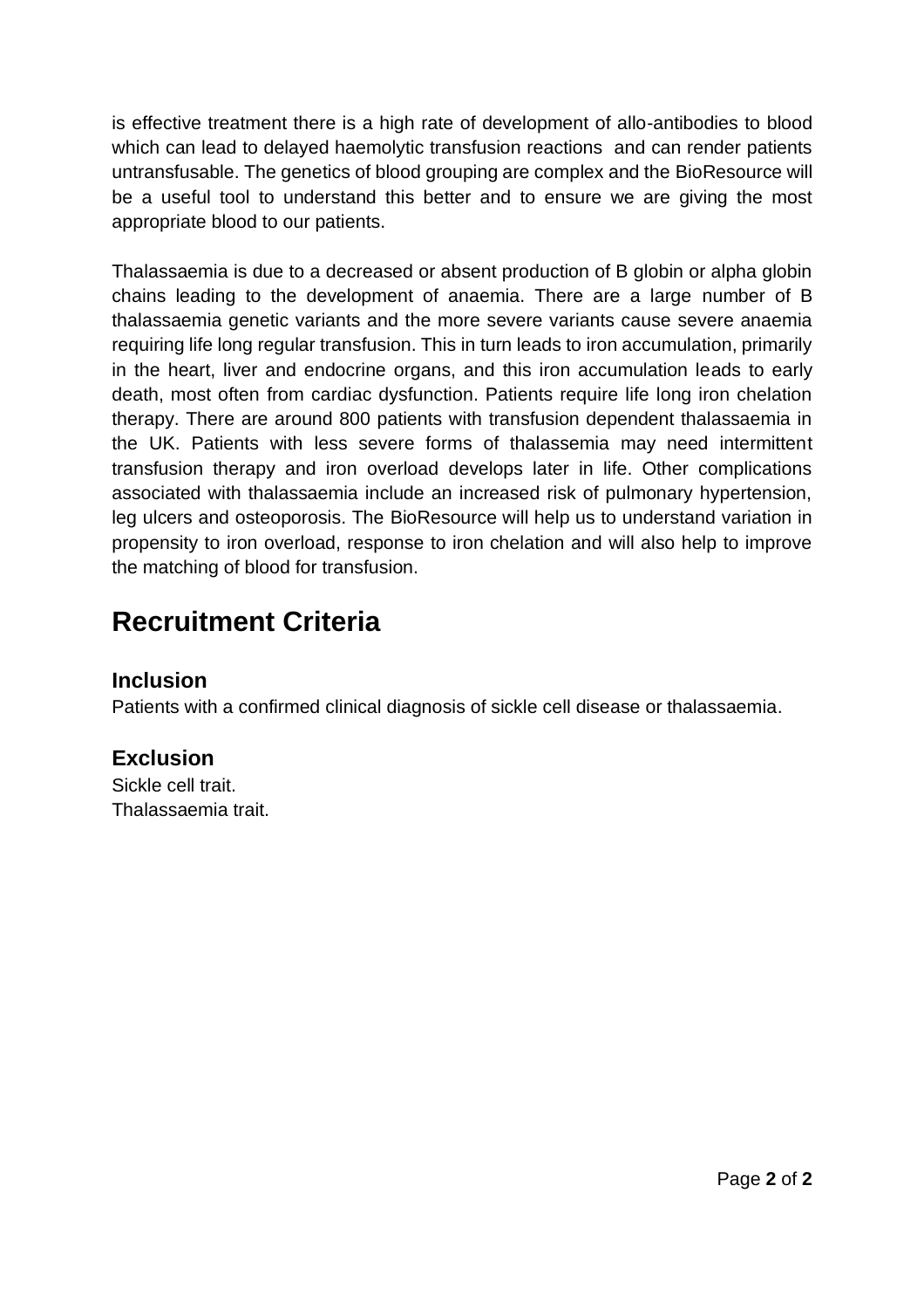is effective treatment there is a high rate of development of allo-antibodies to blood which can lead to delayed haemolytic transfusion reactions and can render patients untransfusable. The genetics of blood grouping are complex and the BioResource will be a useful tool to understand this better and to ensure we are giving the most appropriate blood to our patients.

Thalassaemia is due to a decreased or absent production of B globin or alpha globin chains leading to the development of anaemia. There are a large number of B thalassaemia genetic variants and the more severe variants cause severe anaemia requiring life long regular transfusion. This in turn leads to iron accumulation, primarily in the heart, liver and endocrine organs, and this iron accumulation leads to early death, most often from cardiac dysfunction. Patients require life long iron chelation therapy. There are around 800 patients with transfusion dependent thalassaemia in the UK. Patients with less severe forms of thalassemia may need intermittent transfusion therapy and iron overload develops later in life. Other complications associated with thalassaemia include an increased risk of pulmonary hypertension, leg ulcers and osteoporosis. The BioResource will help us to understand variation in propensity to iron overload, response to iron chelation and will also help to improve the matching of blood for transfusion.

# Recruitment Criteria

## Inclusion

Patients with a confirmed clinical diagnosis of sickle cell disease or thalassaemia.

## Exclusion

Sickle cell trait.
Thalassaemia trait.